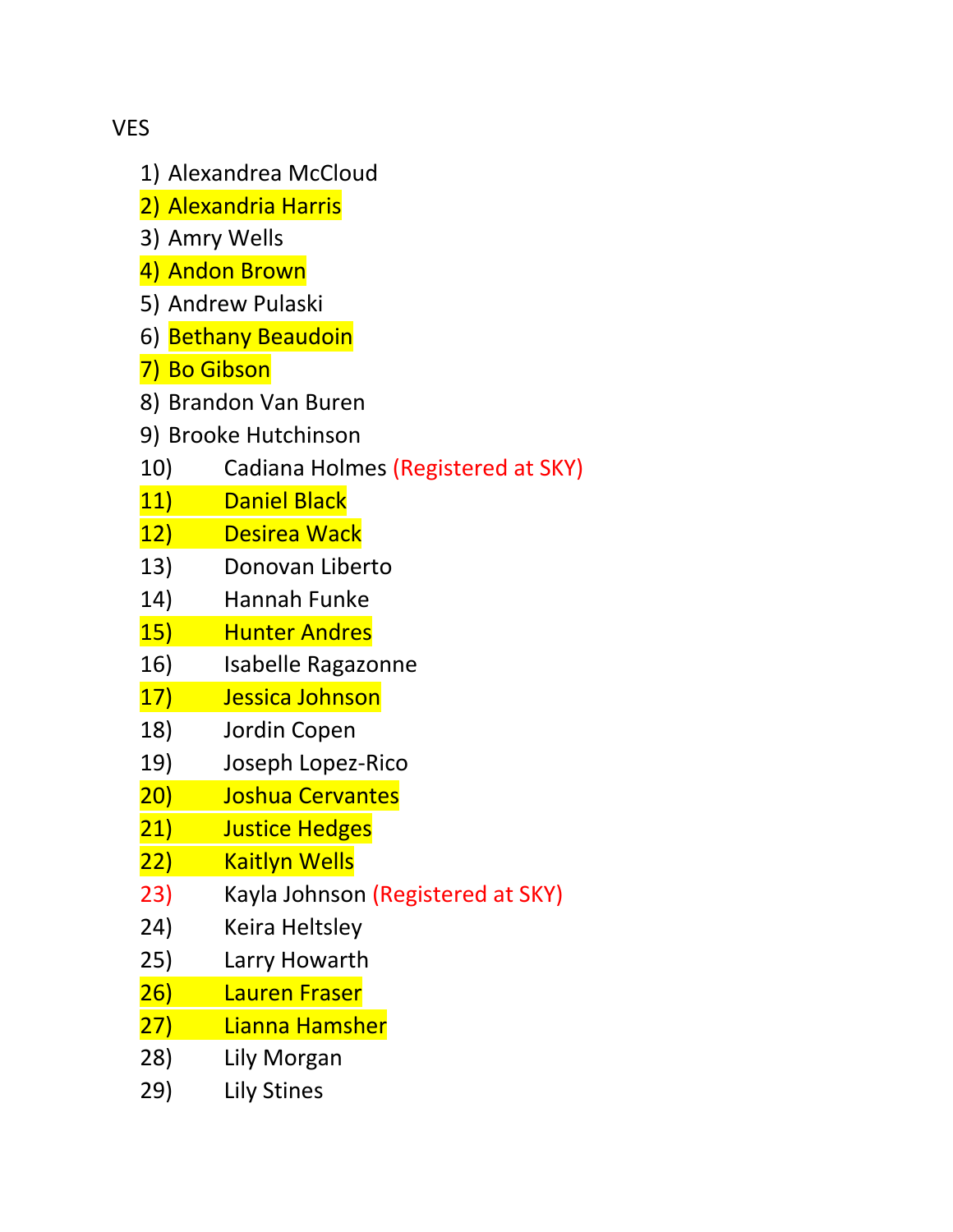VES

1) Alexandrea McCloud
2) Alexandria Harris
3) Amry Wells
4) Andon Brown
5) Andrew Pulaski
6) Bethany Beaudoin
7) Bo Gibson
8) Brandon Van Buren
9) Brooke Hutchinson
10) Cadiana Holmes (Registered at SKY)
11) Daniel Black
12) Desirea Wack
13) Donovan Liberto
14) Hannah Funke
15) Hunter Andres
16) Isabelle Ragazonne
17) Jessica Johnson
18) Jordin Copen
19) Joseph Lopez-Rico
20) Joshua Cervantes
21) Justice Hedges
22) Kaitlyn Wells
23) Kayla Johnson (Registered at SKY)
24) Keira Heltsley
25) Larry Howarth
26) Lauren Fraser
27) Lianna Hamsher
28) Lily Morgan
29) Lily Stines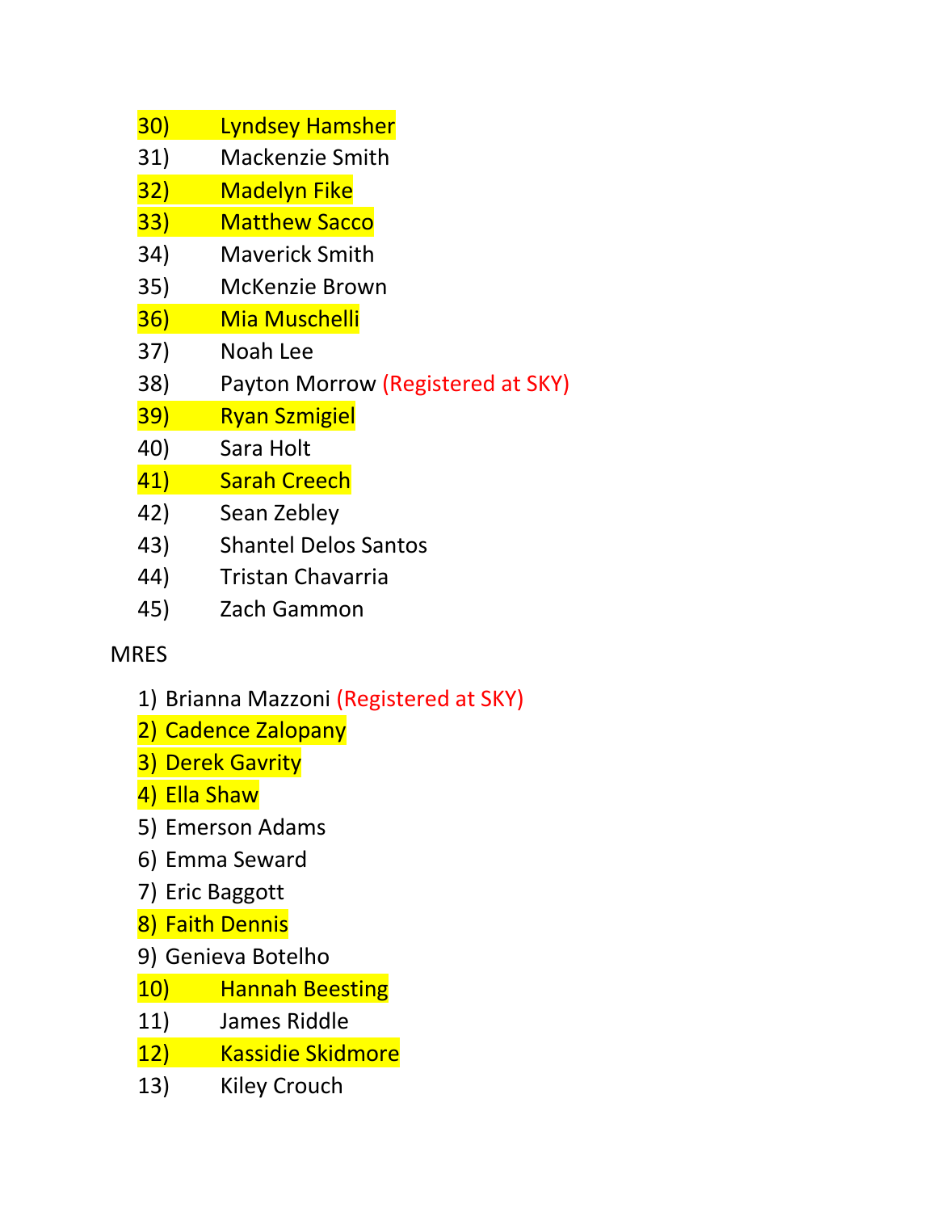30) Lyndsey Hamsher
31) Mackenzie Smith
32) Madelyn Fike
33) Matthew Sacco
34) Maverick Smith
35) McKenzie Brown
36) Mia Muschelli
37) Noah Lee
38) Payton Morrow (Registered at SKY)
39) Ryan Szmigiel
40) Sara Holt
41) Sarah Creech
42) Sean Zebley
43) Shantel Delos Santos
44) Tristan Chavarria
45) Zach Gammon

MRES

1) Brianna Mazzoni (Registered at SKY)
2) Cadence Zalopany
3) Derek Gavrity
4) Ella Shaw
5) Emerson Adams
6) Emma Seward
7) Eric Baggott
8) Faith Dennis
9) Genieva Botelho
10) Hannah Beesting
11) James Riddle
12) Kassidie Skidmore
13) Kiley Crouch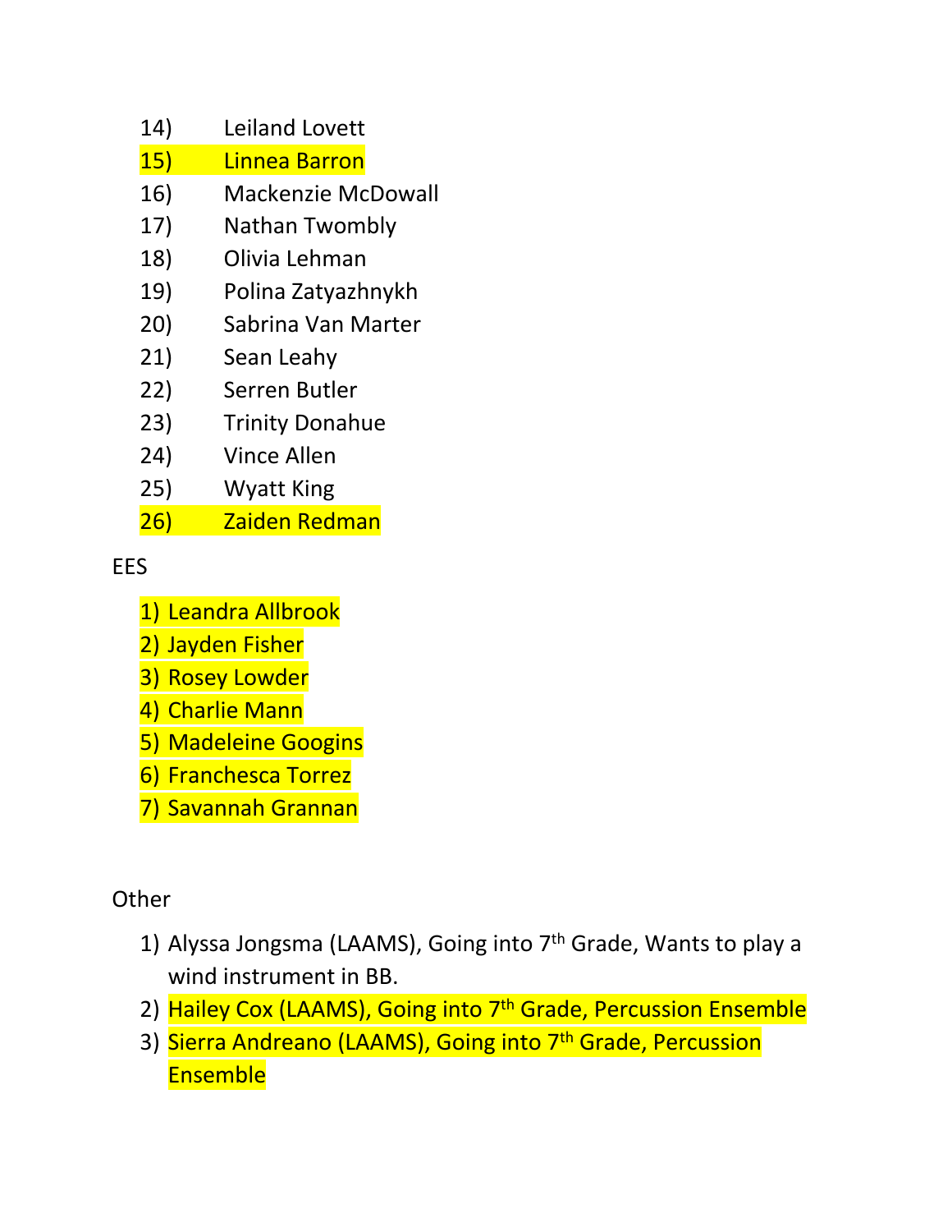14) Leiland Lovett
15) Linnea Barron
16) Mackenzie McDowall
17) Nathan Twombly
18) Olivia Lehman
19) Polina Zatyazhnykh
20) Sabrina Van Marter
21) Sean Leahy
22) Serren Butler
23) Trinity Donahue
24) Vince Allen
25) Wyatt King
26) Zaiden Redman

EES

1) Leandra Allbrook
2) Jayden Fisher
3) Rosey Lowder
4) Charlie Mann
5) Madeleine Googins
6) Franchesca Torrez
7) Savannah Grannan

Other

1) Alyssa Jongsma (LAAMS), Going into 7th Grade, Wants to play a wind instrument in BB.
2) Hailey Cox (LAAMS), Going into 7th Grade, Percussion Ensemble
3) Sierra Andreano (LAAMS), Going into 7th Grade, Percussion Ensemble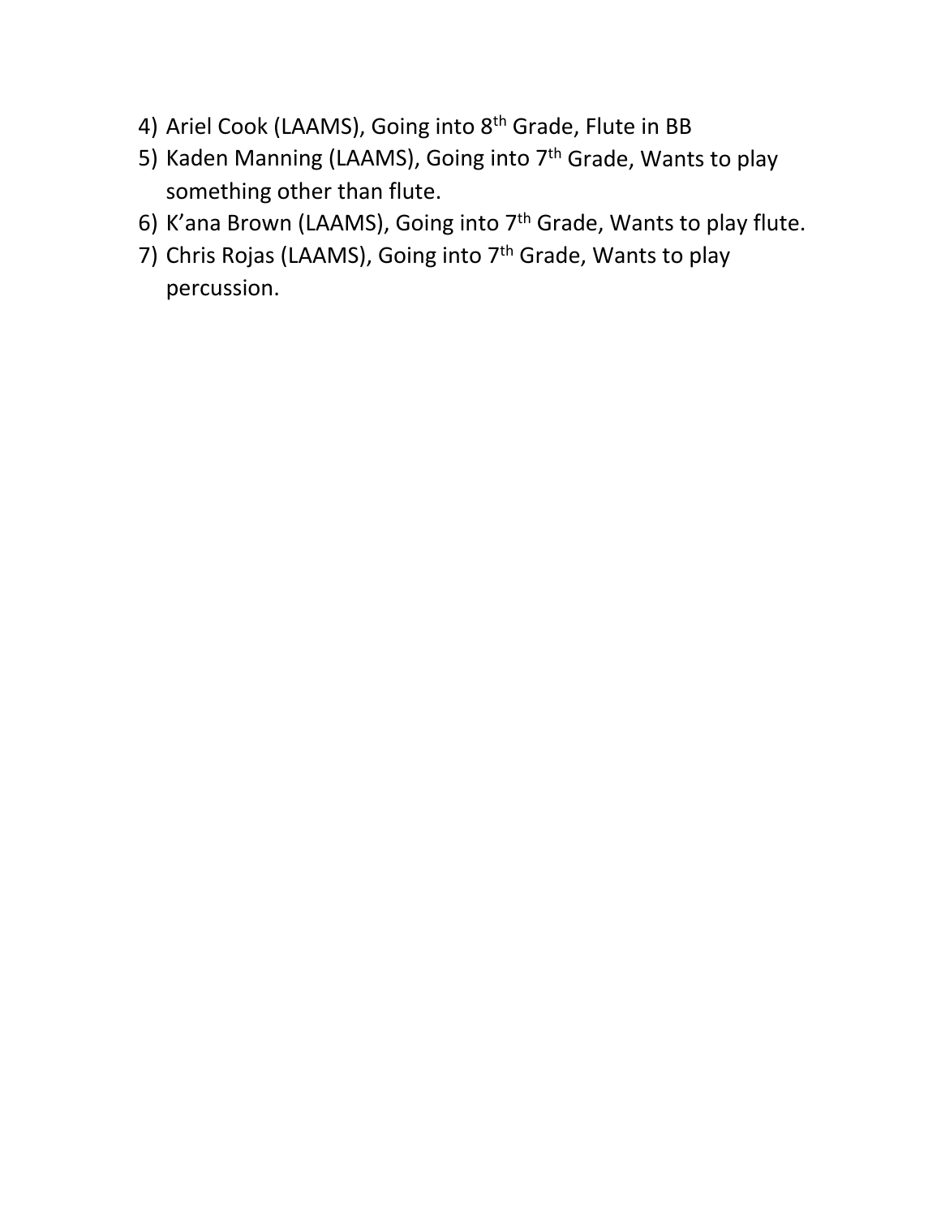4) Ariel Cook (LAAMS), Going into 8th Grade, Flute in BB
5) Kaden Manning (LAAMS), Going into 7th Grade, Wants to play something other than flute.
6) K'ana Brown (LAAMS), Going into 7th Grade, Wants to play flute.
7) Chris Rojas (LAAMS), Going into 7th Grade, Wants to play percussion.